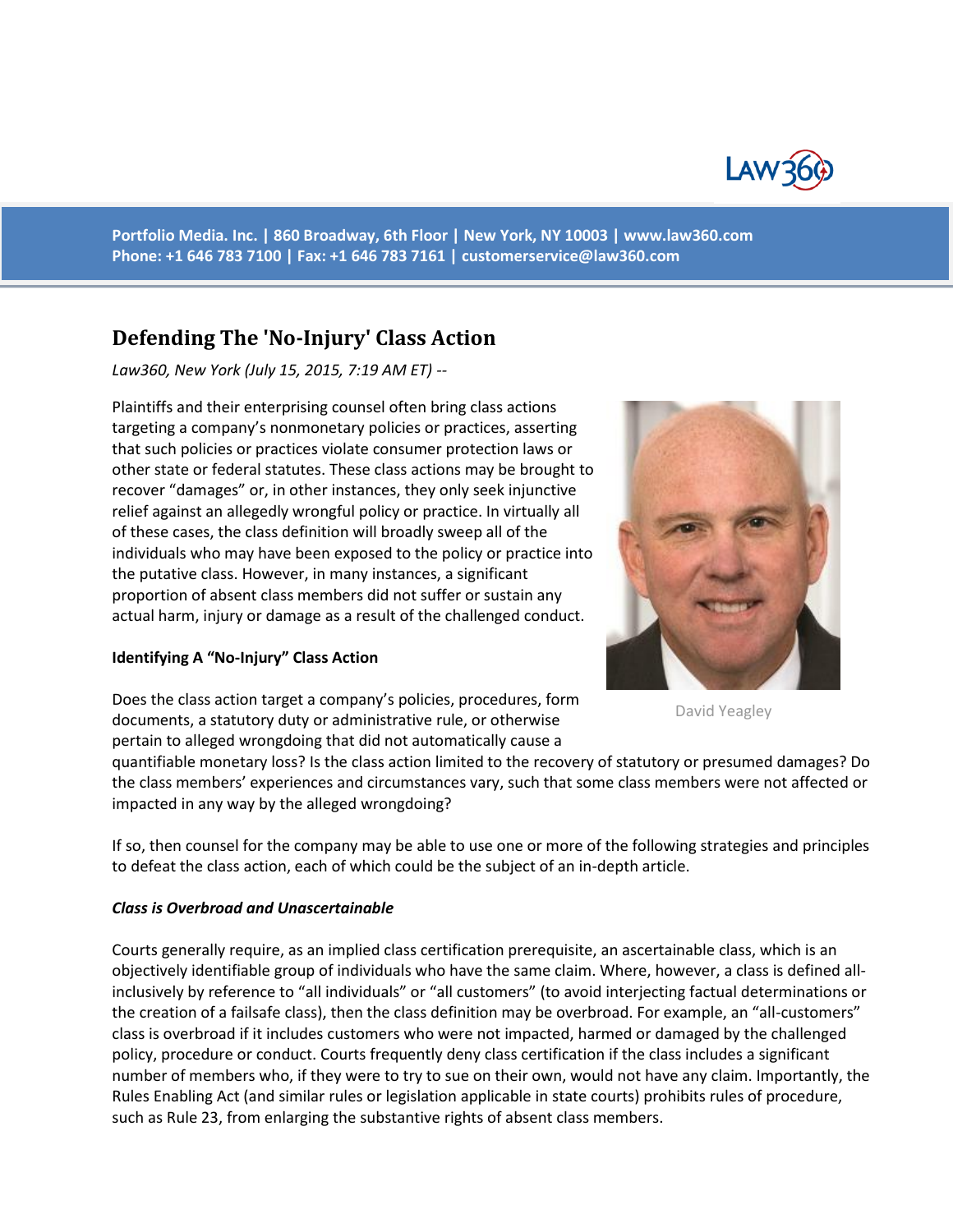Portfolio Media. Inc. | 860 Broadway, 6th Floor | New York, NY 10003 | www.law360.com
Phone: +1 646 783 7100 | Fax: +1 646 783 7161 | customerservice@law360.com

# Defending The 'No-Injury' Class Action

*Law360, New York (July 15, 2015, 7:19 AM ET) --*

Plaintiffs and their enterprising counsel often bring class actions targeting a company's nonmonetary policies or practices, asserting that such policies or practices violate consumer protection laws or other state or federal statutes. These class actions may be brought to recover "damages" or, in other instances, they only seek injunctive relief against an allegedly wrongful policy or practice. In virtually all of these cases, the class definition will broadly sweep all of the individuals who may have been exposed to the policy or practice into the putative class. However, in many instances, a significant proportion of absent class members did not suffer or sustain any actual harm, injury or damage as a result of the challenged conduct.

David Yeagley

**Identifying A "No-Injury" Class Action**

Does the class action target a company's policies, procedures, form documents, a statutory duty or administrative rule, or otherwise pertain to alleged wrongdoing that did not automatically cause a quantifiable monetary loss? Is the class action limited to the recovery of statutory or presumed damages? Do the class members' experiences and circumstances vary, such that some class members were not affected or impacted in any way by the alleged wrongdoing?

If so, then counsel for the company may be able to use one or more of the following strategies and principles to defeat the class action, each of which could be the subject of an in-depth article.

***Class is Overbroad and Unascertainable***

Courts generally require, as an implied class certification prerequisite, an ascertainable class, which is an objectively identifiable group of individuals who have the same claim. Where, however, a class is defined all-inclusively by reference to "all individuals" or "all customers" (to avoid interjecting factual determinations or the creation of a failsafe class), then the class definition may be overbroad. For example, an "all-customers" class is overbroad if it includes customers who were not impacted, harmed or damaged by the challenged policy, procedure or conduct. Courts frequently deny class certification if the class includes a significant number of members who, if they were to try to sue on their own, would not have any claim. Importantly, the Rules Enabling Act (and similar rules or legislation applicable in state courts) prohibits rules of procedure, such as Rule 23, from enlarging the substantive rights of absent class members.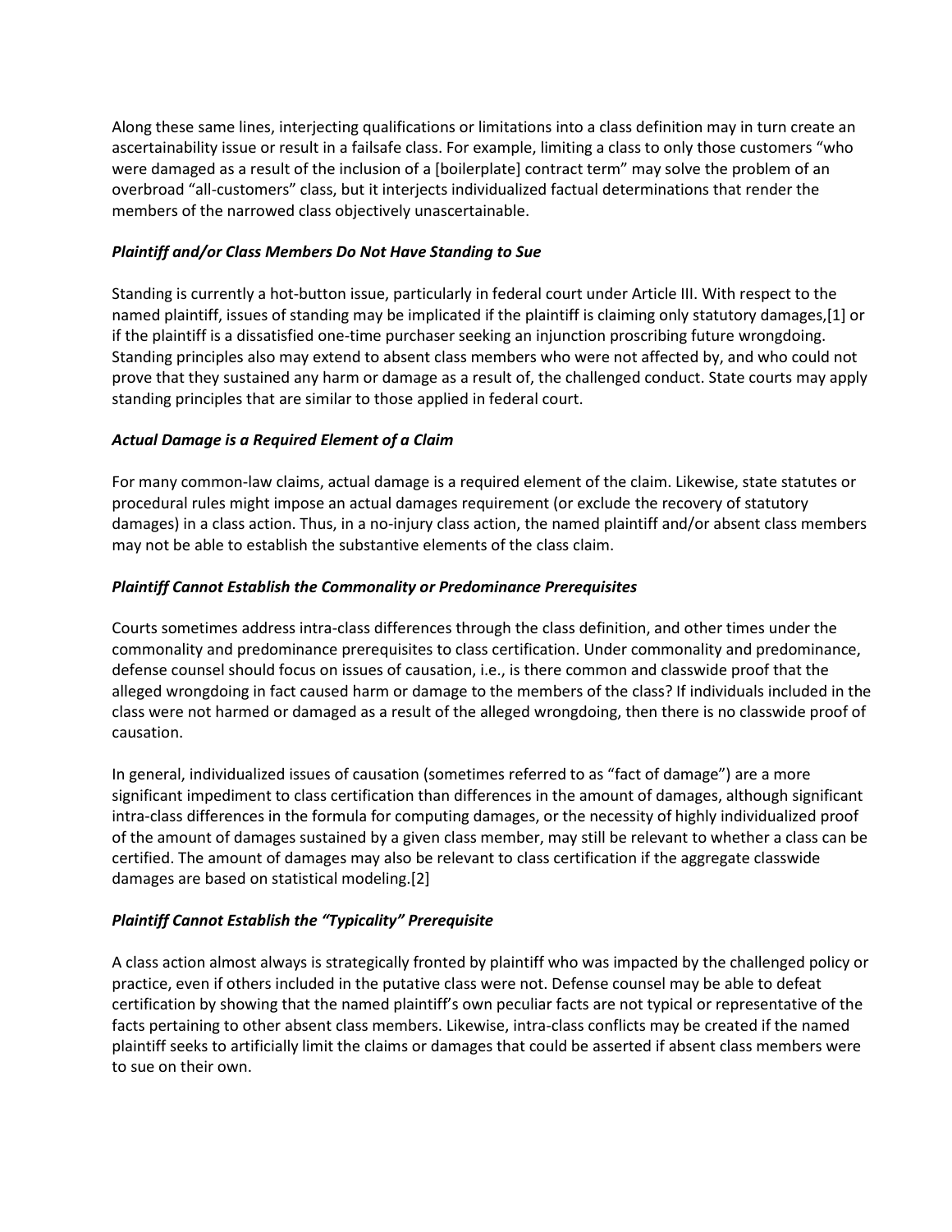Along these same lines, interjecting qualifications or limitations into a class definition may in turn create an ascertainability issue or result in a failsafe class. For example, limiting a class to only those customers "who were damaged as a result of the inclusion of a [boilerplate] contract term" may solve the problem of an overbroad "all-customers" class, but it interjects individualized factual determinations that render the members of the narrowed class objectively unascertainable.

***Plaintiff and/or Class Members Do Not Have Standing to Sue***

Standing is currently a hot-button issue, particularly in federal court under Article III. With respect to the named plaintiff, issues of standing may be implicated if the plaintiff is claiming only statutory damages,[1] or if the plaintiff is a dissatisfied one-time purchaser seeking an injunction proscribing future wrongdoing. Standing principles also may extend to absent class members who were not affected by, and who could not prove that they sustained any harm or damage as a result of, the challenged conduct. State courts may apply standing principles that are similar to those applied in federal court.

***Actual Damage is a Required Element of a Claim***

For many common-law claims, actual damage is a required element of the claim. Likewise, state statutes or procedural rules might impose an actual damages requirement (or exclude the recovery of statutory damages) in a class action. Thus, in a no-injury class action, the named plaintiff and/or absent class members may not be able to establish the substantive elements of the class claim.

***Plaintiff Cannot Establish the Commonality or Predominance Prerequisites***

Courts sometimes address intra-class differences through the class definition, and other times under the commonality and predominance prerequisites to class certification. Under commonality and predominance, defense counsel should focus on issues of causation, i.e., is there common and classwide proof that the alleged wrongdoing in fact caused harm or damage to the members of the class? If individuals included in the class were not harmed or damaged as a result of the alleged wrongdoing, then there is no classwide proof of causation.

In general, individualized issues of causation (sometimes referred to as "fact of damage") are a more significant impediment to class certification than differences in the amount of damages, although significant intra-class differences in the formula for computing damages, or the necessity of highly individualized proof of the amount of damages sustained by a given class member, may still be relevant to whether a class can be certified. The amount of damages may also be relevant to class certification if the aggregate classwide damages are based on statistical modeling.[2]

***Plaintiff Cannot Establish the "Typicality" Prerequisite***

A class action almost always is strategically fronted by plaintiff who was impacted by the challenged policy or practice, even if others included in the putative class were not. Defense counsel may be able to defeat certification by showing that the named plaintiff's own peculiar facts are not typical or representative of the facts pertaining to other absent class members. Likewise, intra-class conflicts may be created if the named plaintiff seeks to artificially limit the claims or damages that could be asserted if absent class members were to sue on their own.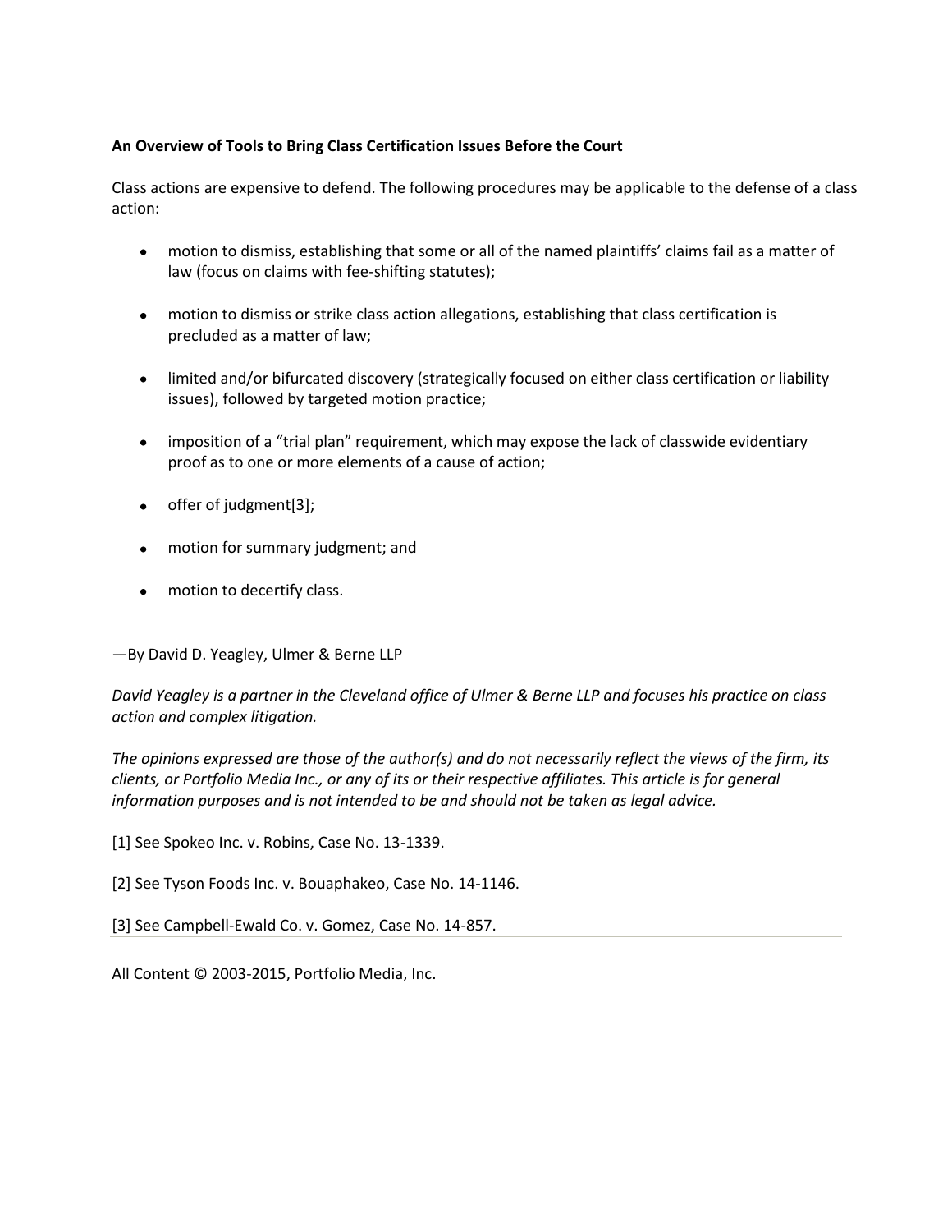**An Overview of Tools to Bring Class Certification Issues Before the Court**

Class actions are expensive to defend. The following procedures may be applicable to the defense of a class action:

- motion to dismiss, establishing that some or all of the named plaintiffs' claims fail as a matter of law (focus on claims with fee-shifting statutes);
- motion to dismiss or strike class action allegations, establishing that class certification is precluded as a matter of law;
- limited and/or bifurcated discovery (strategically focused on either class certification or liability issues), followed by targeted motion practice;
- imposition of a "trial plan" requirement, which may expose the lack of classwide evidentiary proof as to one or more elements of a cause of action;
- offer of judgment[3];
- motion for summary judgment; and
- motion to decertify class.

—By David D. Yeagley, Ulmer & Berne LLP

*David Yeagley is a partner in the Cleveland office of Ulmer & Berne LLP and focuses his practice on class action and complex litigation.*

*The opinions expressed are those of the author(s) and do not necessarily reflect the views of the firm, its clients, or Portfolio Media Inc., or any of its or their respective affiliates. This article is for general information purposes and is not intended to be and should not be taken as legal advice.*

[1] See Spokeo Inc. v. Robins, Case No. 13-1339.

[2] See Tyson Foods Inc. v. Bouaphakeo, Case No. 14-1146.

[3] See Campbell-Ewald Co. v. Gomez, Case No. 14-857.

All Content © 2003-2015, Portfolio Media, Inc.